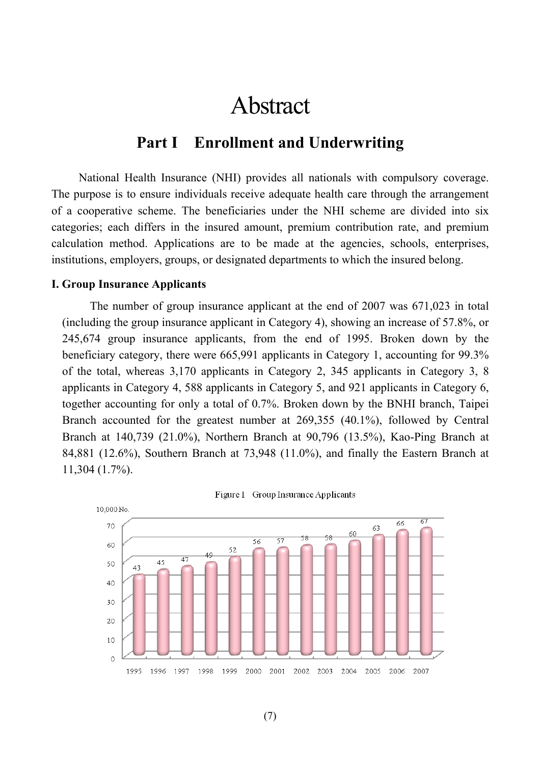# Abstract

## Part I　Enrollment and Underwriting

National Health Insurance (NHI) provides all nationals with compulsory coverage. The purpose is to ensure individuals receive adequate health care through the arrangement of a cooperative scheme. The beneficiaries under the NHI scheme are divided into six categories; each differs in the insured amount, premium contribution rate, and premium calculation method. Applications are to be made at the agencies, schools, enterprises, institutions, employers, groups, or designated departments to which the insured belong.

### I. Group Insurance Applicants

The number of group insurance applicant at the end of 2007 was 671,023 in total (including the group insurance applicant in Category 4), showing an increase of 57.8%, or 245,674 group insurance applicants, from the end of 1995. Broken down by the beneficiary category, there were 665,991 applicants in Category 1, accounting for 99.3% of the total, whereas 3,170 applicants in Category 2, 345 applicants in Category 3, 8 applicants in Category 4, 588 applicants in Category 5, and 921 applicants in Category 6, together accounting for only a total of 0.7%. Broken down by the BNHI branch, Taipei Branch accounted for the greatest number at 269,355 (40.1%), followed by Central Branch at 140,739 (21.0%), Northern Branch at 90,796 (13.5%), Kao-Ping Branch at 84,881 (12.6%), Southern Branch at 73,948 (11.0%), and finally the Eastern Branch at 11,304 (1.7%).

Figure 1　Group Insurance Applicants

10,000 No.

| Year | 1995 | 1996 | 1997 | 1998 | 1999 | 2000 | 2001 | 2002 | 2003 | 2004 | 2005 | 2006 | 2007 |
|---|---|---|---|---|---|---|---|---|---|---|---|---|---|
| Applicants | 43 | 45 | 47 | 49 | 52 | 56 | 57 | 58 | 58 | 60 | 63 | 66 | 67 |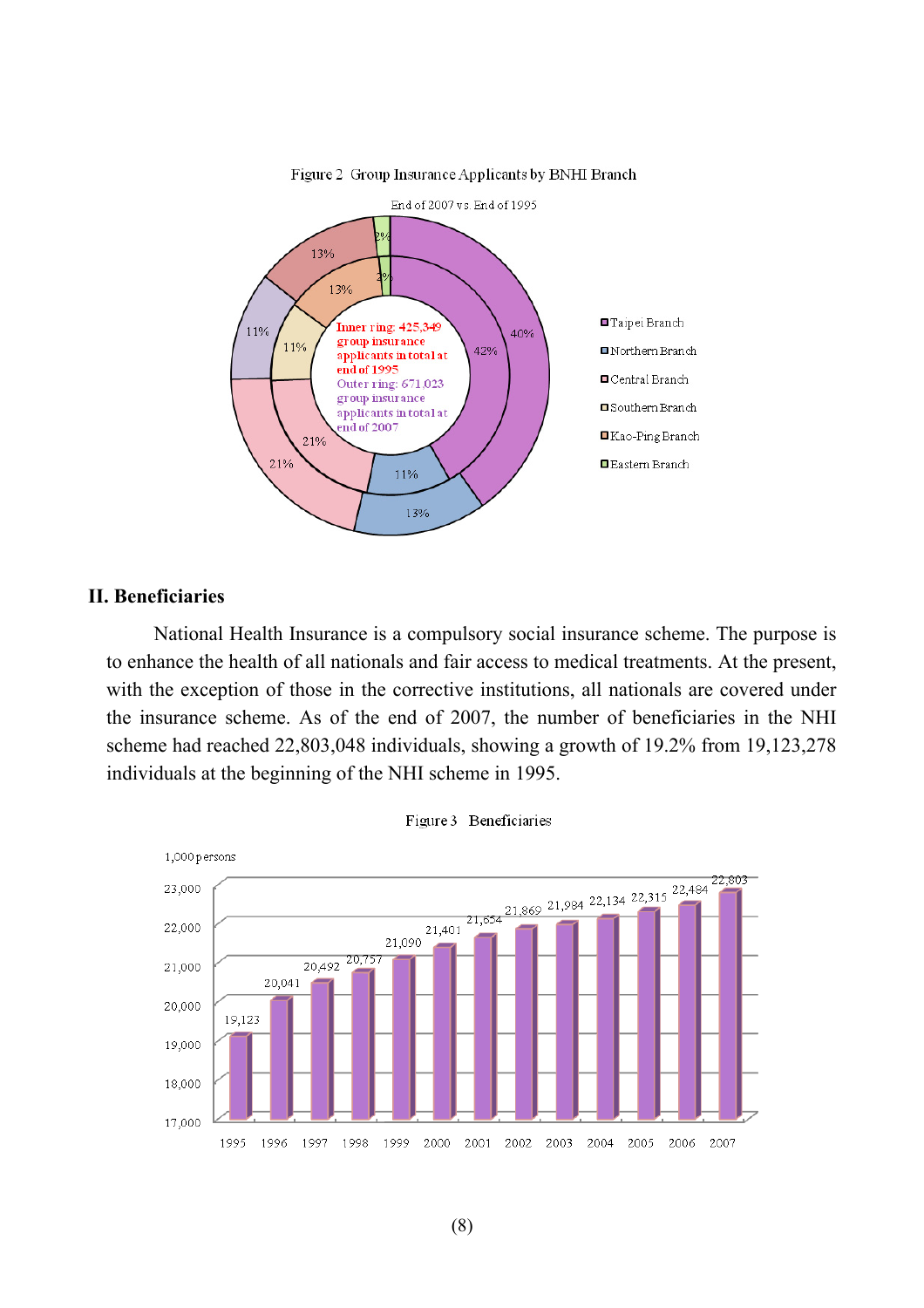Figure 2 Group Insurance Applicants by BNHI Branch

End of 2007 vs. End of 1995

Inner ring: 425,349 group insurance applicants in total at end of 1995

Outer ring: 671,023 group insurance applicants in total at end of 2007

| Branch | Inner ring (end of 1995) | Outer ring (end of 2007) |
|---|---|---|
| Taipei Branch | 42% | 40% |
| Northern Branch | 11% | 13% |
| Central Branch | 21% | 21% |
| Southern Branch | 11% | 11% |
| Kao-Ping Branch | 13% | 13% |
| Eastern Branch | 2% | 2% |

## II. Beneficiaries

National Health Insurance is a compulsory social insurance scheme. The purpose is to enhance the health of all nationals and fair access to medical treatments. At the present, with the exception of those in the corrective institutions, all nationals are covered under the insurance scheme. As of the end of 2007, the number of beneficiaries in the NHI scheme had reached 22,803,048 individuals, showing a growth of 19.2% from 19,123,278 individuals at the beginning of the NHI scheme in 1995.

Figure 3 Beneficiaries

1,000 persons

| Year | 1995 | 1996 | 1997 | 1998 | 1999 | 2000 | 2001 | 2002 | 2003 | 2004 | 2005 | 2006 | 2007 |
|---|---|---|---|---|---|---|---|---|---|---|---|---|---|
| Beneficiaries | 19,123 | 20,041 | 20,492 | 20,757 | 21,090 | 21,401 | 21,654 | 21,869 | 21,984 | 22,134 | 22,315 | 22,484 | 22,803 |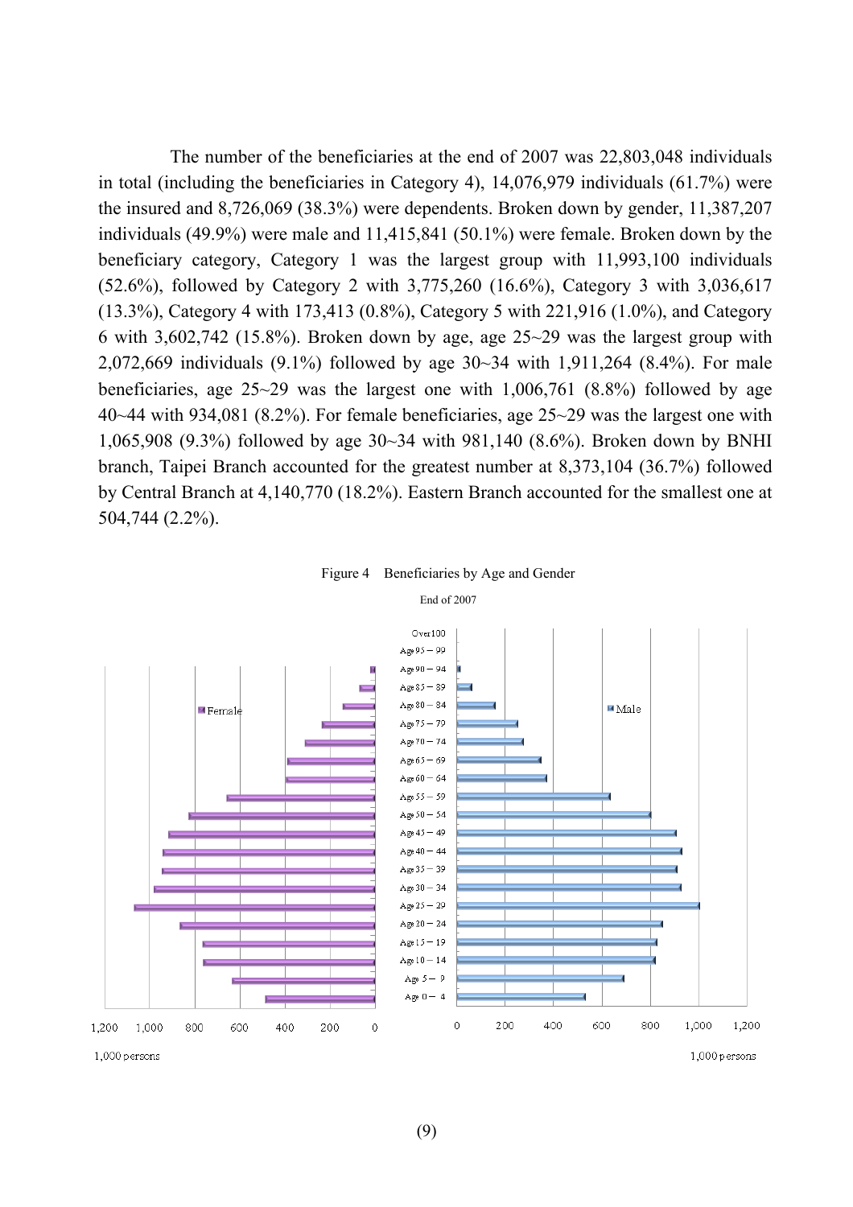The number of the beneficiaries at the end of 2007 was 22,803,048 individuals in total (including the beneficiaries in Category 4), 14,076,979 individuals (61.7%) were the insured and 8,726,069 (38.3%) were dependents. Broken down by gender, 11,387,207 individuals (49.9%) were male and 11,415,841 (50.1%) were female. Broken down by the beneficiary category, Category 1 was the largest group with 11,993,100 individuals (52.6%), followed by Category 2 with 3,775,260 (16.6%), Category 3 with 3,036,617 (13.3%), Category 4 with 173,413 (0.8%), Category 5 with 221,916 (1.0%), and Category 6 with 3,602,742 (15.8%). Broken down by age, age 25~29 was the largest group with 2,072,669 individuals (9.1%) followed by age 30~34 with 1,911,264 (8.4%). For male beneficiaries, age 25~29 was the largest one with 1,006,761 (8.8%) followed by age 40~44 with 934,081 (8.2%). For female beneficiaries, age 25~29 was the largest one with 1,065,908 (9.3%) followed by age 30~34 with 981,140 (8.6%). Broken down by BNHI branch, Taipei Branch accounted for the greatest number at 8,373,104 (36.7%) followed by Central Branch at 4,140,770 (18.2%). Eastern Branch accounted for the smallest one at 504,744 (2.2%).

Figure 4 Beneficiaries by Age and Gender

End of 2007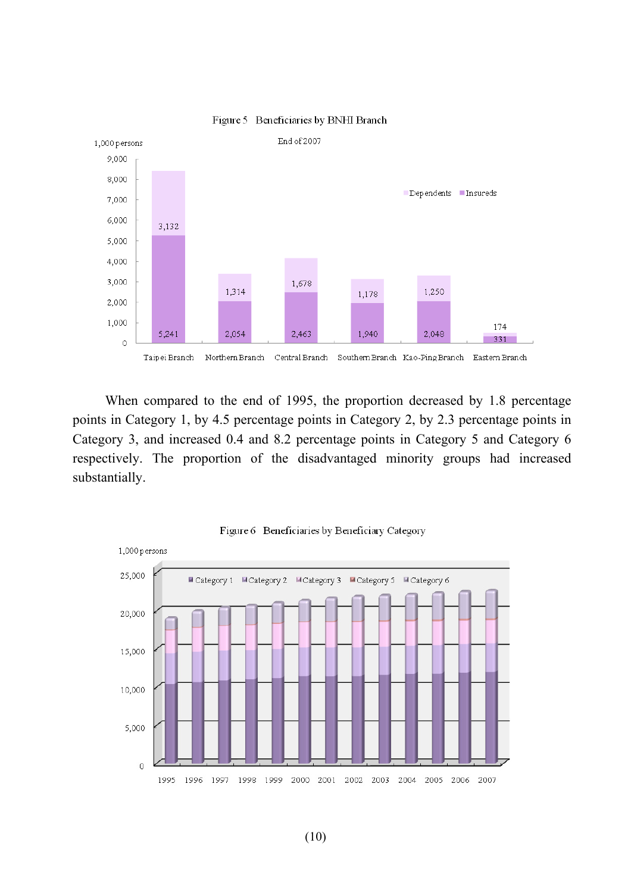Figure 5 Beneficiaries by BNHI Branch

End of 2007

| Branch | Insureds (1,000 persons) | Dependents (1,000 persons) |
|---|---|---|
| Taipei Branch | 5,241 | 3,132 |
| Northern Branch | 2,054 | 1,314 |
| Central Branch | 2,463 | 1,678 |
| Southern Branch | 1,940 | 1,178 |
| Kao-Ping Branch | 2,048 | 1,250 |
| Eastern Branch | 331 | 174 |

When compared to the end of 1995, the proportion decreased by 1.8 percentage points in Category 1, by 4.5 percentage points in Category 2, by 2.3 percentage points in Category 3, and increased 0.4 and 8.2 percentage points in Category 5 and Category 6 respectively. The proportion of the disadvantaged minority groups had increased substantially.

Figure 6 Beneficiaries by Beneficiary Category

1,000 persons

Category 1, Category 2, Category 3, Category 5, Category 6

1995 1996 1997 1998 1999 2000 2001 2002 2003 2004 2005 2006 2007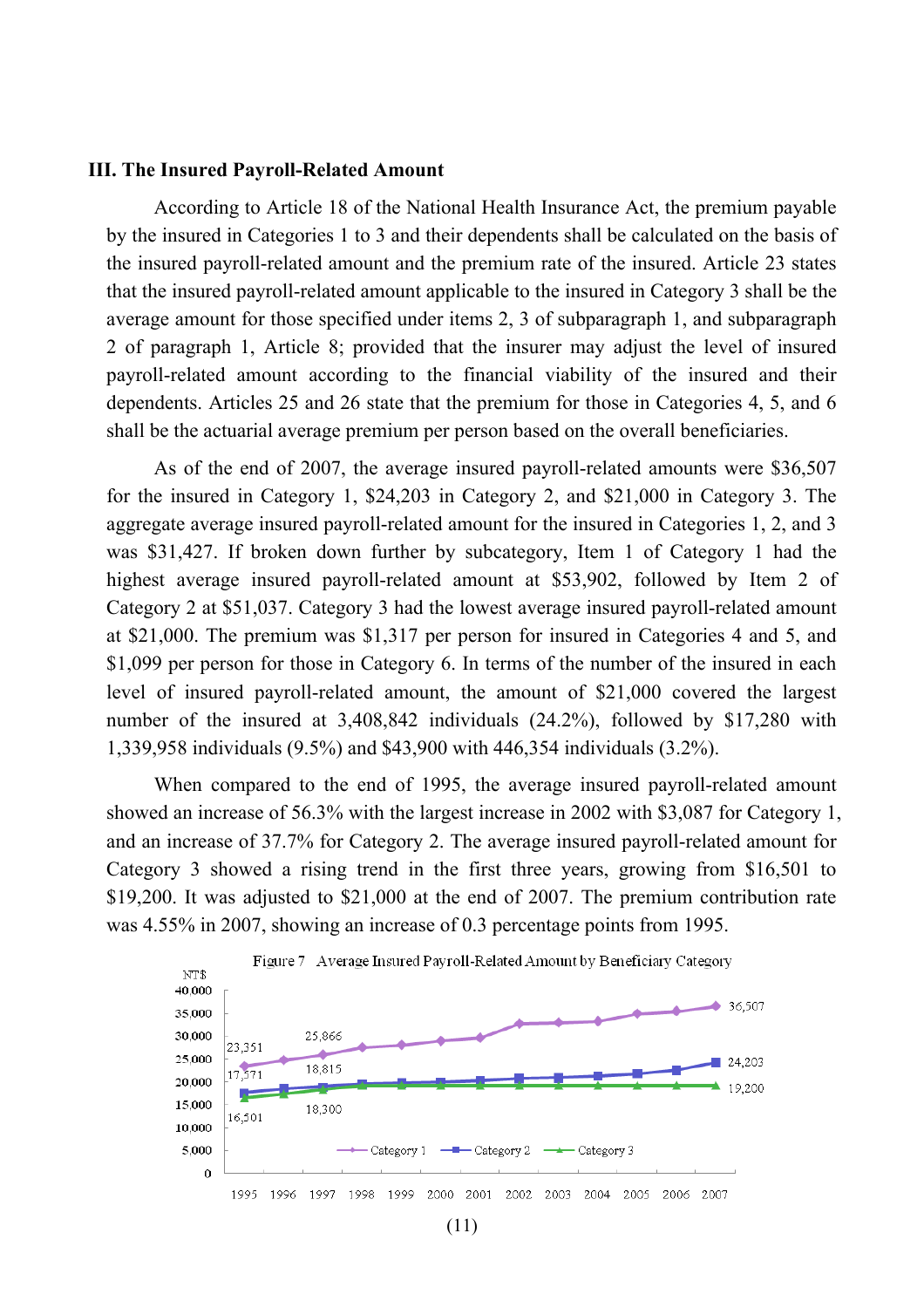## III. The Insured Payroll-Related Amount

According to Article 18 of the National Health Insurance Act, the premium payable by the insured in Categories 1 to 3 and their dependents shall be calculated on the basis of the insured payroll-related amount and the premium rate of the insured. Article 23 states that the insured payroll-related amount applicable to the insured in Category 3 shall be the average amount for those specified under items 2, 3 of subparagraph 1, and subparagraph 2 of paragraph 1, Article 8; provided that the insurer may adjust the level of insured payroll-related amount according to the financial viability of the insured and their dependents. Articles 25 and 26 state that the premium for those in Categories 4, 5, and 6 shall be the actuarial average premium per person based on the overall beneficiaries.

As of the end of 2007, the average insured payroll-related amounts were $36,507 for the insured in Category 1, $24,203 in Category 2, and $21,000 in Category 3. The aggregate average insured payroll-related amount for the insured in Categories 1, 2, and 3 was $31,427. If broken down further by subcategory, Item 1 of Category 1 had the highest average insured payroll-related amount at $53,902, followed by Item 2 of Category 2 at $51,037. Category 3 had the lowest average insured payroll-related amount at $21,000. The premium was $1,317 per person for insured in Categories 4 and 5, and $1,099 per person for those in Category 6. In terms of the number of the insured in each level of insured payroll-related amount, the amount of $21,000 covered the largest number of the insured at 3,408,842 individuals (24.2%), followed by $17,280 with 1,339,958 individuals (9.5%) and $43,900 with 446,354 individuals (3.2%).

When compared to the end of 1995, the average insured payroll-related amount showed an increase of 56.3% with the largest increase in 2002 with $3,087 for Category 1, and an increase of 37.7% for Category 2. The average insured payroll-related amount for Category 3 showed a rising trend in the first three years, growing from $16,501 to $19,200. It was adjusted to $21,000 at the end of 2007. The premium contribution rate was 4.55% in 2007, showing an increase of 0.3 percentage points from 1995.

Figure 7 Average Insured Payroll-Related Amount by Beneficiary Category

| Year | Category 1 (NT$) | Category 2 (NT$) | Category 3 (NT$) |
|---|---|---|---|
| 1995 | 23,351 | 17,571 | 16,501 |
| 1997 | 25,866 | 18,815 | 18,300 |
| 2007 | 36,507 | 24,203 | 19,200 |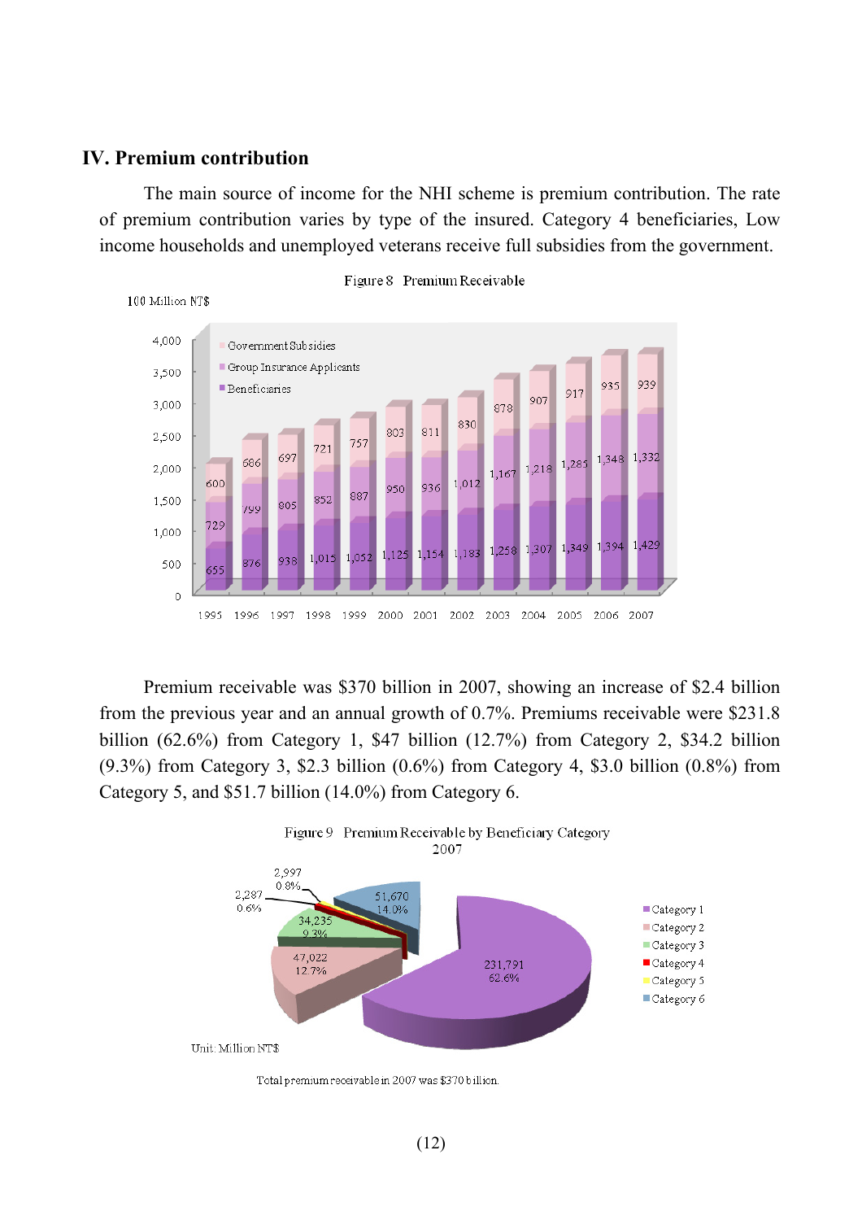## IV. Premium contribution

The main source of income for the NHI scheme is premium contribution. The rate of premium contribution varies by type of the insured. Category 4 beneficiaries, Low income households and unemployed veterans receive full subsidies from the government.

Figure 8 Premium Receivable

100 Million NT$

| Year | Beneficiaries | Group Insurance Applicants | Government Subsidies |
|---|---|---|---|
| 1995 | 655 | 729 | 600 |
| 1996 | 876 | 799 | 686 |
| 1997 | 938 | 805 | 697 |
| 1998 | 1,015 | 852 | 721 |
| 1999 | 1,052 | 887 | 757 |
| 2000 | 1,125 | 950 | 803 |
| 2001 | 1,154 | 936 | 811 |
| 2002 | 1,183 | 1,012 | 830 |
| 2003 | 1,258 | 1,167 | 878 |
| 2004 | 1,307 | 1,218 | 907 |
| 2005 | 1,349 | 1,285 | 917 |
| 2006 | 1,394 | 1,348 | 935 |
| 2007 | 1,429 | 1,332 | 939 |

Premium receivable was $370 billion in 2007, showing an increase of $2.4 billion from the previous year and an annual growth of 0.7%. Premiums receivable were $231.8 billion (62.6%) from Category 1, $47 billion (12.7%) from Category 2, $34.2 billion (9.3%) from Category 3, $2.3 billion (0.6%) from Category 4, $3.0 billion (0.8%) from Category 5, and $51.7 billion (14.0%) from Category 6.

Figure 9 Premium Receivable by Beneficiary Category 2007

| Category | Amount | Share |
|---|---|---|
| Category 1 | 231,791 | 62.6% |
| Category 2 | 47,022 | 12.7% |
| Category 3 | 34,235 | 9.3% |
| Category 4 | 2,287 | 0.6% |
| Category 5 | 2,997 | 0.8% |
| Category 6 | 51,670 | 14.0% |

Unit: Million NT$

Total premium receivable in 2007 was $370 billion.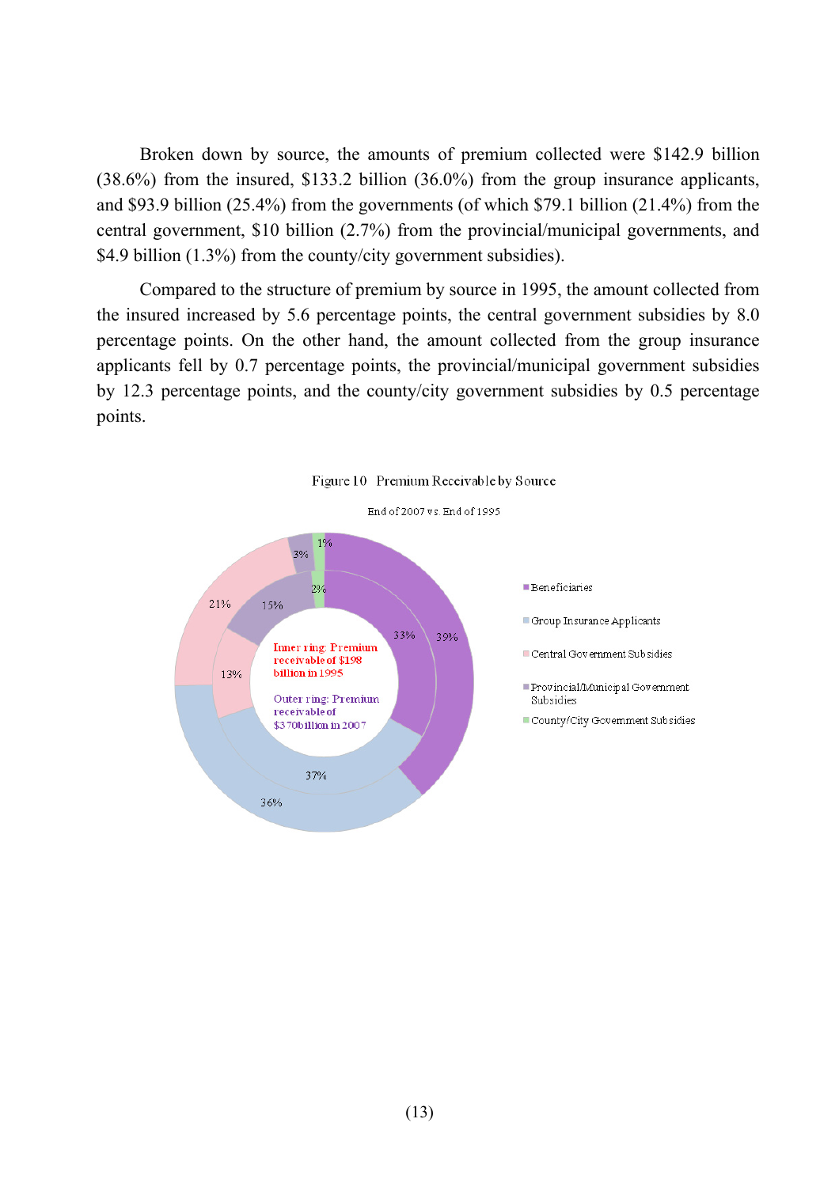Broken down by source, the amounts of premium collected were $142.9 billion (38.6%) from the insured, $133.2 billion (36.0%) from the group insurance applicants, and $93.9 billion (25.4%) from the governments (of which $79.1 billion (21.4%) from the central government, $10 billion (2.7%) from the provincial/municipal governments, and $4.9 billion (1.3%) from the county/city government subsidies).

Compared to the structure of premium by source in 1995, the amount collected from the insured increased by 5.6 percentage points, the central government subsidies by 8.0 percentage points. On the other hand, the amount collected from the group insurance applicants fell by 0.7 percentage points, the provincial/municipal government subsidies by 12.3 percentage points, and the county/city government subsidies by 0.5 percentage points.

Figure 10 Premium Receivable by Source

End of 2007 vs. End of 1995

Inner ring: Premium receivable of $198 billion in 1995

Outer ring: Premium receivable of $370billion in 2007

1%

3%

2%

21%

15%

33%

39%

13%

37%

36%

Beneficiaries

Group Insurance Applicants

Central Government Subsidies

Provincial/Municipal Government Subsidies

County/City Government Subsidies